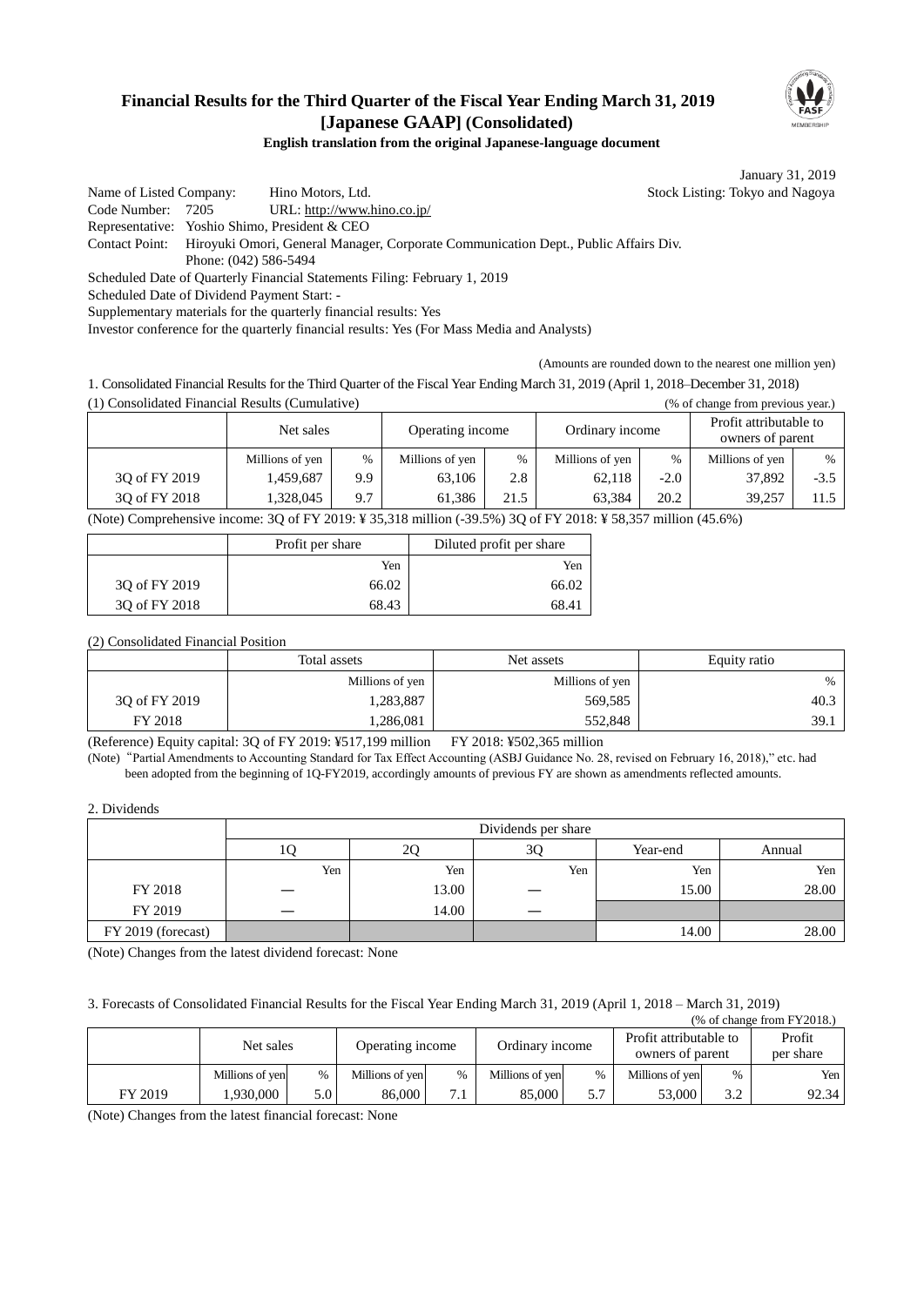# Financial Results for the Third Quarter of the Fiscal Year Ending March 31, 2019 [Japanese GAAP] (Consolidated)

**English translation from the original Japanese-language document**

January 31, 2019

Name of Listed Company: Hino Motors, Ltd. Stock Listing: Tokyo and Nagoya
Code Number: 7205 URL: http://www.hino.co.jp/
Representative: Yoshio Shimo, President & CEO
Contact Point: Hiroyuki Omori, General Manager, Corporate Communication Dept., Public Affairs Div.
Phone: (042) 586-5494
Scheduled Date of Quarterly Financial Statements Filing: February 1, 2019
Scheduled Date of Dividend Payment Start: -
Supplementary materials for the quarterly financial results: Yes
Investor conference for the quarterly financial results: Yes (For Mass Media and Analysts)

(Amounts are rounded down to the nearest one million yen)

1. Consolidated Financial Results for the Third Quarter of the Fiscal Year Ending March 31, 2019 (April 1, 2018–December 31, 2018)

(1) Consolidated Financial Results (Cumulative) (% of change from previous year.)

| | Net sales | | Operating income | | Ordinary income | | Profit attributable to owners of parent | |
|---|---|---|---|---|---|---|---|---|
| | Millions of yen | % | Millions of yen | % | Millions of yen | % | Millions of yen | % |
| 3Q of FY 2019 | 1,459,687 | 9.9 | 63,106 | 2.8 | 62,118 | -2.0 | 37,892 | -3.5 |
| 3Q of FY 2018 | 1,328,045 | 9.7 | 61,386 | 21.5 | 63,384 | 20.2 | 39,257 | 11.5 |

(Note) Comprehensive income: 3Q of FY 2019: ¥ 35,318 million (-39.5%) 3Q of FY 2018: ¥ 58,357 million (45.6%)

| | Profit per share | Diluted profit per share |
|---|---|---|
| | Yen | Yen |
| 3Q of FY 2019 | 66.02 | 66.02 |
| 3Q of FY 2018 | 68.43 | 68.41 |

(2) Consolidated Financial Position

| | Total assets | Net assets | Equity ratio |
|---|---|---|---|
| | Millions of yen | Millions of yen | % |
| 3Q of FY 2019 | 1,283,887 | 569,585 | 40.3 |
| FY 2018 | 1,286,081 | 552,848 | 39.1 |

(Reference) Equity capital: 3Q of FY 2019: ¥517,199 million FY 2018: ¥502,365 million

(Note) "Partial Amendments to Accounting Standard for Tax Effect Accounting (ASBJ Guidance No. 28, revised on February 16, 2018)," etc. had been adopted from the beginning of 1Q-FY2019, accordingly amounts of previous FY are shown as amendments reflected amounts.

2. Dividends

| | Dividends per share | | | | |
|---|---|---|---|---|---|
| | 1Q | 2Q | 3Q | Year-end | Annual |
| | Yen | Yen | Yen | Yen | Yen |
| FY 2018 | — | 13.00 | — | 15.00 | 28.00 |
| FY 2019 | — | 14.00 | — | | |
| FY 2019 (forecast) | | | | 14.00 | 28.00 |

(Note) Changes from the latest dividend forecast: None

3. Forecasts of Consolidated Financial Results for the Fiscal Year Ending March 31, 2019 (April 1, 2018 – March 31, 2019)

(% of change from FY2018.)

| | Net sales | | Operating income | | Ordinary income | | Profit attributable to owners of parent | | Profit per share |
|---|---|---|---|---|---|---|---|---|---|
| | Millions of yen | % | Millions of yen | % | Millions of yen | % | Millions of yen | % | Yen |
| FY 2019 | 1,930,000 | 5.0 | 86,000 | 7.1 | 85,000 | 5.7 | 53,000 | 3.2 | 92.34 |

(Note) Changes from the latest financial forecast: None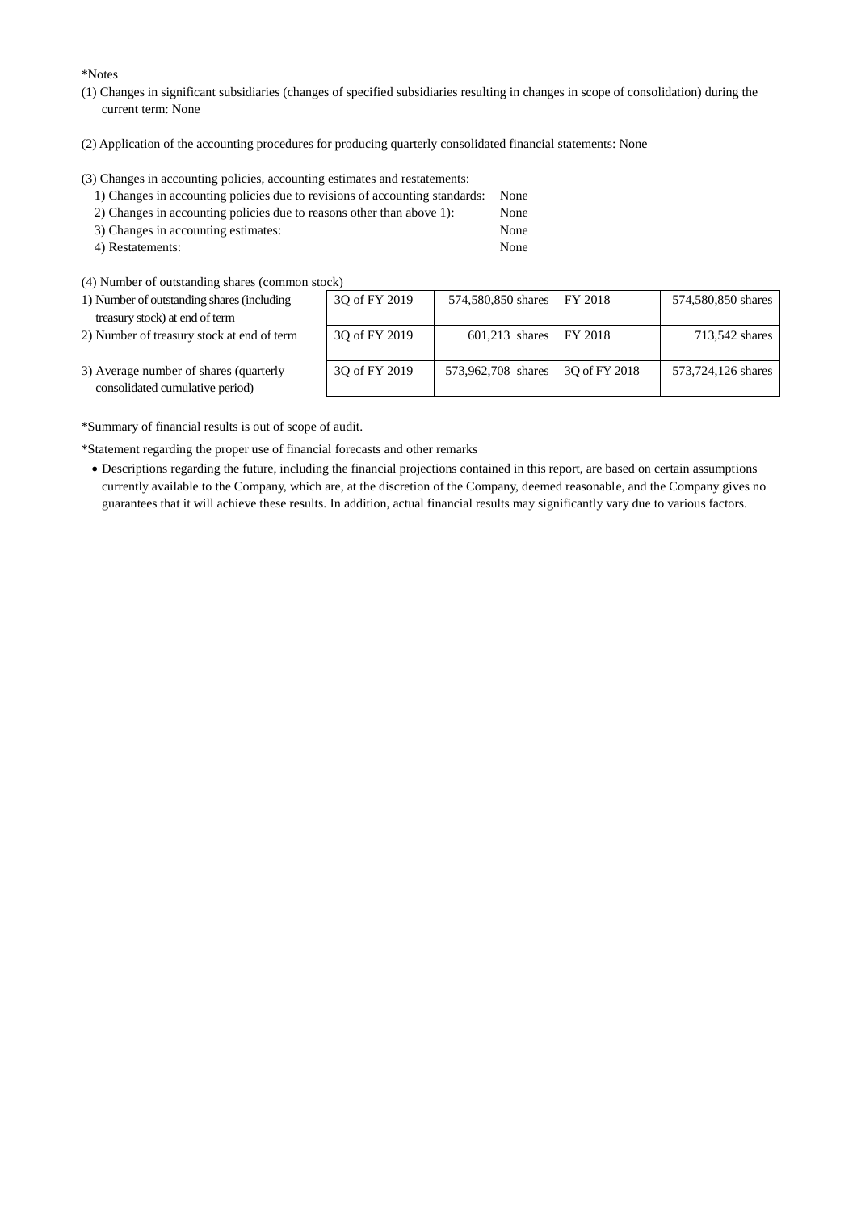*Notes

(1) Changes in significant subsidiaries (changes of specified subsidiaries resulting in changes in scope of consolidation) during the current term: None

(2) Application of the accounting procedures for producing quarterly consolidated financial statements: None

(3) Changes in accounting policies, accounting estimates and restatements:

1) Changes in accounting policies due to revisions of accounting standards: None
2) Changes in accounting policies due to reasons other than above 1): None
3) Changes in accounting estimates: None
4) Restatements: None

(4) Number of outstanding shares (common stock)

| | | | | |
|---|---|---|---|---|
| 1) Number of outstanding shares (including treasury stock) at end of term | 3Q of FY 2019 | 574,580,850 shares | FY 2018 | 574,580,850 shares |
| 2) Number of treasury stock at end of term | 3Q of FY 2019 | 601,213 shares | FY 2018 | 713,542 shares |
| 3) Average number of shares (quarterly consolidated cumulative period) | 3Q of FY 2019 | 573,962,708 shares | 3Q of FY 2018 | 573,724,126 shares |

*Summary of financial results is out of scope of audit.

*Statement regarding the proper use of financial forecasts and other remarks

- Descriptions regarding the future, including the financial projections contained in this report, are based on certain assumptions currently available to the Company, which are, at the discretion of the Company, deemed reasonable, and the Company gives no guarantees that it will achieve these results. In addition, actual financial results may significantly vary due to various factors.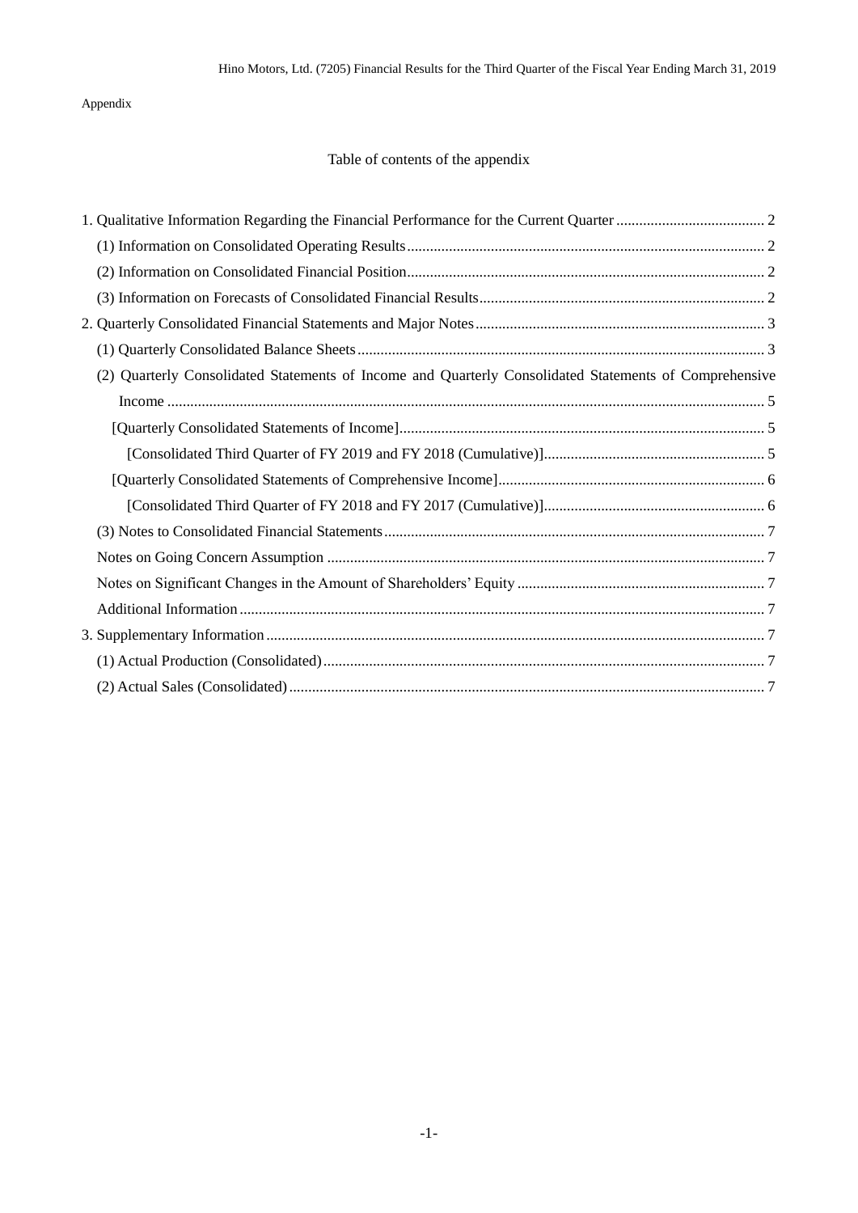Appendix

# Table of contents of the appendix

1. Qualitative Information Regarding the Financial Performance for the Current Quarter ....................................... 2
   - (1) Information on Consolidated Operating Results ............................................................................................. 2
   - (2) Information on Consolidated Financial Position ............................................................................................. 2
   - (3) Information on Forecasts of Consolidated Financial Results .......................................................................... 2
2. Quarterly Consolidated Financial Statements and Major Notes ........................................................................... 3
   - (1) Quarterly Consolidated Balance Sheets ........................................................................................................... 3
   - (2) Quarterly Consolidated Statements of Income and Quarterly Consolidated Statements of Comprehensive Income ............................................................................................................................................. 5
     - [Quarterly Consolidated Statements of Income] ............................................................................................... 5
       - [Consolidated Third Quarter of FY 2019 and FY 2018 (Cumulative)] ......................................................... 5
     - [Quarterly Consolidated Statements of Comprehensive Income] ..................................................................... 6
       - [Consolidated Third Quarter of FY 2018 and FY 2017 (Cumulative)] ......................................................... 6
   - (3) Notes to Consolidated Financial Statements ................................................................................................... 7
   - Notes on Going Concern Assumption .................................................................................................................. 7
   - Notes on Significant Changes in the Amount of Shareholders' Equity ................................................................ 7
   - Additional Information ......................................................................................................................................... 7
3. Supplementary Information .................................................................................................................................. 7
   - (1) Actual Production (Consolidated) ................................................................................................................... 7
   - (2) Actual Sales (Consolidated) ............................................................................................................................ 7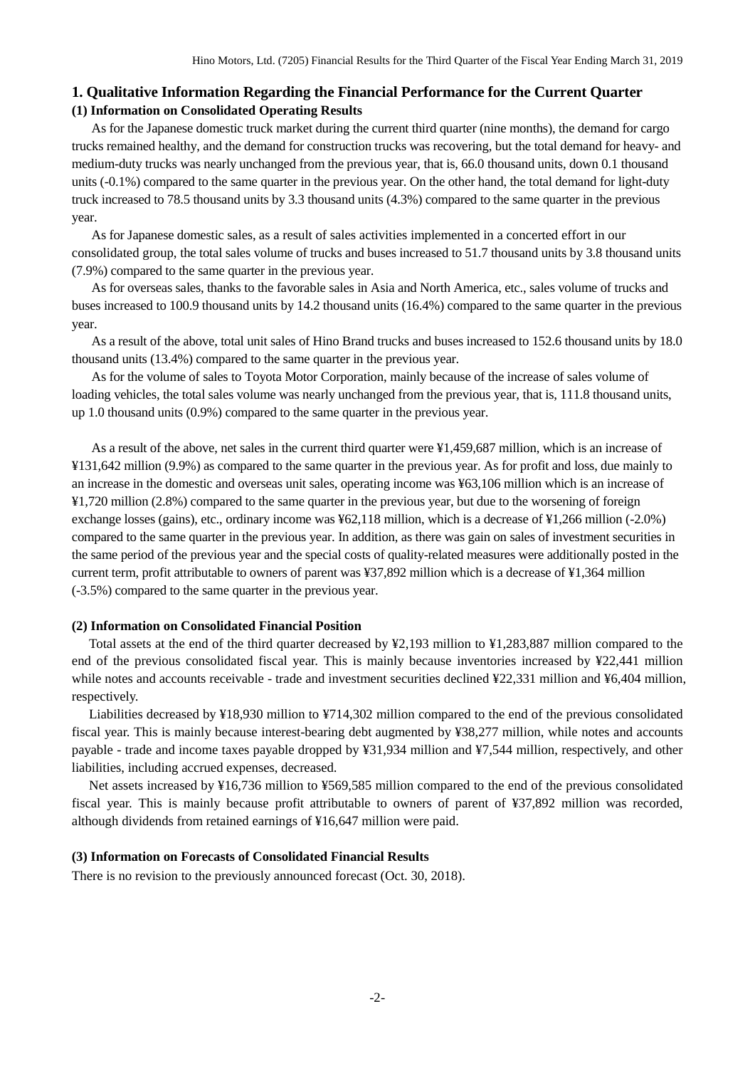## 1. Qualitative Information Regarding the Financial Performance for the Current Quarter

### (1) Information on Consolidated Operating Results

As for the Japanese domestic truck market during the current third quarter (nine months), the demand for cargo trucks remained healthy, and the demand for construction trucks was recovering, but the total demand for heavy- and medium-duty trucks was nearly unchanged from the previous year, that is, 66.0 thousand units, down 0.1 thousand units (-0.1%) compared to the same quarter in the previous year. On the other hand, the total demand for light-duty truck increased to 78.5 thousand units by 3.3 thousand units (4.3%) compared to the same quarter in the previous year.

As for Japanese domestic sales, as a result of sales activities implemented in a concerted effort in our consolidated group, the total sales volume of trucks and buses increased to 51.7 thousand units by 3.8 thousand units (7.9%) compared to the same quarter in the previous year.

As for overseas sales, thanks to the favorable sales in Asia and North America, etc., sales volume of trucks and buses increased to 100.9 thousand units by 14.2 thousand units (16.4%) compared to the same quarter in the previous year.

As a result of the above, total unit sales of Hino Brand trucks and buses increased to 152.6 thousand units by 18.0 thousand units (13.4%) compared to the same quarter in the previous year.

As for the volume of sales to Toyota Motor Corporation, mainly because of the increase of sales volume of loading vehicles, the total sales volume was nearly unchanged from the previous year, that is, 111.8 thousand units, up 1.0 thousand units (0.9%) compared to the same quarter in the previous year.

As a result of the above, net sales in the current third quarter were ¥1,459,687 million, which is an increase of ¥131,642 million (9.9%) as compared to the same quarter in the previous year. As for profit and loss, due mainly to an increase in the domestic and overseas unit sales, operating income was ¥63,106 million which is an increase of ¥1,720 million (2.8%) compared to the same quarter in the previous year, but due to the worsening of foreign exchange losses (gains), etc., ordinary income was ¥62,118 million, which is a decrease of ¥1,266 million (-2.0%) compared to the same quarter in the previous year. In addition, as there was gain on sales of investment securities in the same period of the previous year and the special costs of quality-related measures were additionally posted in the current term, profit attributable to owners of parent was ¥37,892 million which is a decrease of ¥1,364 million (-3.5%) compared to the same quarter in the previous year.

### (2) Information on Consolidated Financial Position

Total assets at the end of the third quarter decreased by ¥2,193 million to ¥1,283,887 million compared to the end of the previous consolidated fiscal year. This is mainly because inventories increased by ¥22,441 million while notes and accounts receivable - trade and investment securities declined ¥22,331 million and ¥6,404 million, respectively.

Liabilities decreased by ¥18,930 million to ¥714,302 million compared to the end of the previous consolidated fiscal year. This is mainly because interest-bearing debt augmented by ¥38,277 million, while notes and accounts payable - trade and income taxes payable dropped by ¥31,934 million and ¥7,544 million, respectively, and other liabilities, including accrued expenses, decreased.

Net assets increased by ¥16,736 million to ¥569,585 million compared to the end of the previous consolidated fiscal year. This is mainly because profit attributable to owners of parent of ¥37,892 million was recorded, although dividends from retained earnings of ¥16,647 million were paid.

### (3) Information on Forecasts of Consolidated Financial Results

There is no revision to the previously announced forecast (Oct. 30, 2018).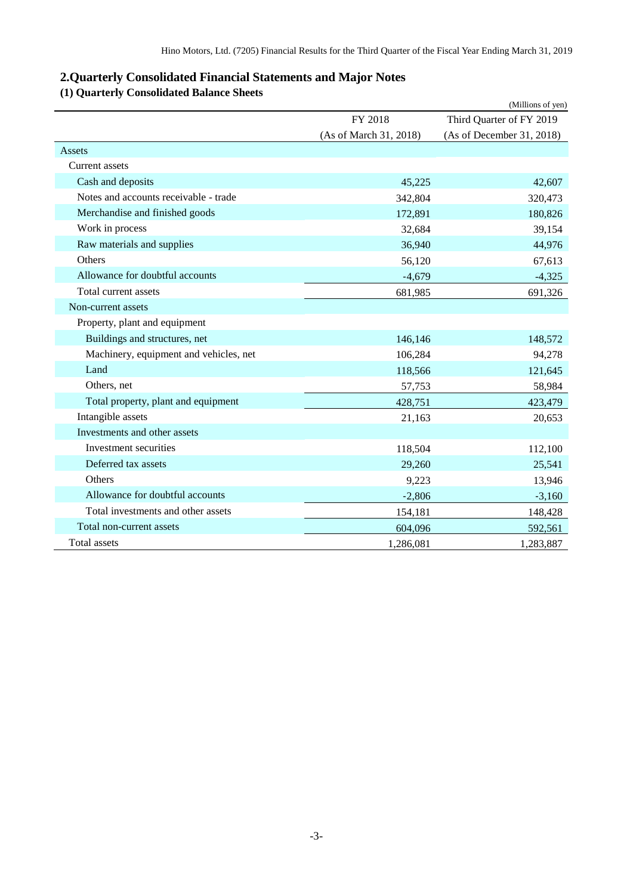## 2.Quarterly Consolidated Financial Statements and Major Notes

### (1) Quarterly Consolidated Balance Sheets

(Millions of yen)

| | FY 2018 (As of March 31, 2018) | Third Quarter of FY 2019 (As of December 31, 2018) |
|---|---|---|
| Assets | | |
| Current assets | | |
| Cash and deposits | 45,225 | 42,607 |
| Notes and accounts receivable - trade | 342,804 | 320,473 |
| Merchandise and finished goods | 172,891 | 180,826 |
| Work in process | 32,684 | 39,154 |
| Raw materials and supplies | 36,940 | 44,976 |
| Others | 56,120 | 67,613 |
| Allowance for doubtful accounts | -4,679 | -4,325 |
| Total current assets | 681,985 | 691,326 |
| Non-current assets | | |
| Property, plant and equipment | | |
| Buildings and structures, net | 146,146 | 148,572 |
| Machinery, equipment and vehicles, net | 106,284 | 94,278 |
| Land | 118,566 | 121,645 |
| Others, net | 57,753 | 58,984 |
| Total property, plant and equipment | 428,751 | 423,479 |
| Intangible assets | 21,163 | 20,653 |
| Investments and other assets | | |
| Investment securities | 118,504 | 112,100 |
| Deferred tax assets | 29,260 | 25,541 |
| Others | 9,223 | 13,946 |
| Allowance for doubtful accounts | -2,806 | -3,160 |
| Total investments and other assets | 154,181 | 148,428 |
| Total non-current assets | 604,096 | 592,561 |
| Total assets | 1,286,081 | 1,283,887 |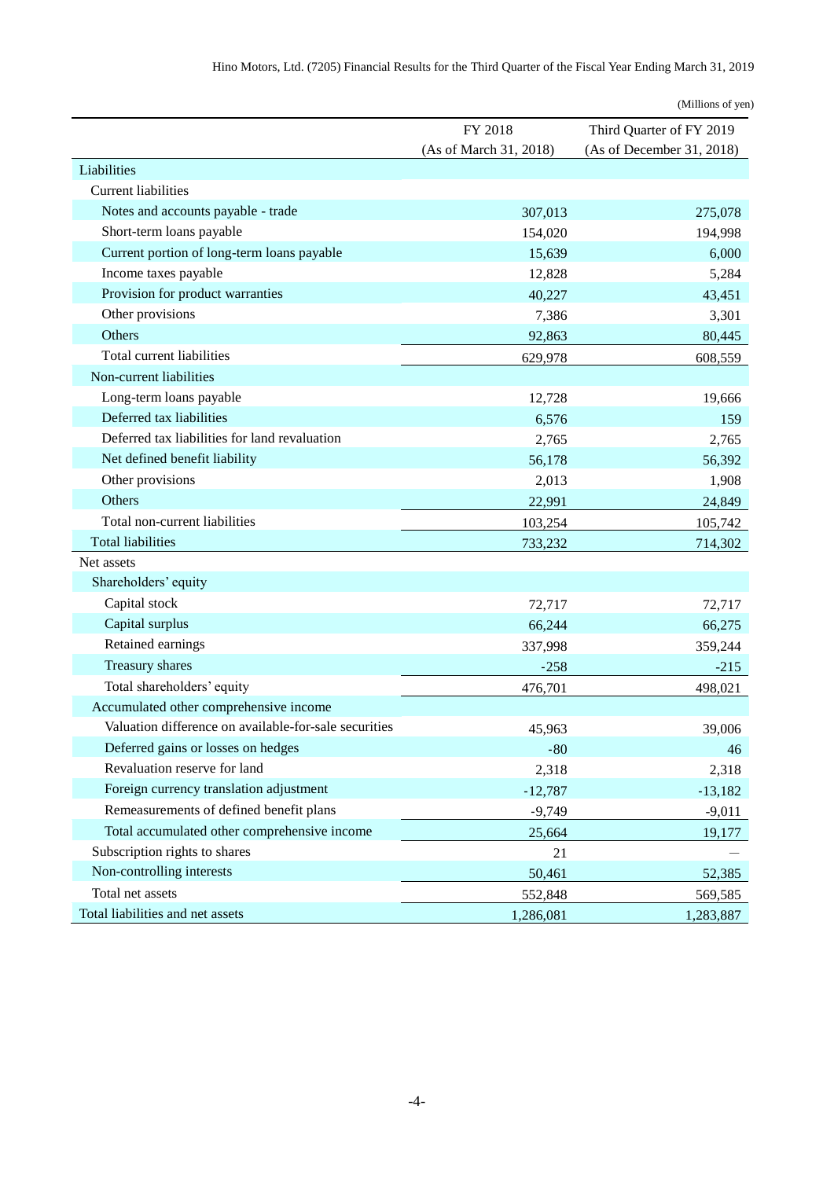(Millions of yen)

| | FY 2018 (As of March 31, 2018) | Third Quarter of FY 2019 (As of December 31, 2018) |
|---|---|---|
| Liabilities | | |
| Current liabilities | | |
| Notes and accounts payable - trade | 307,013 | 275,078 |
| Short-term loans payable | 154,020 | 194,998 |
| Current portion of long-term loans payable | 15,639 | 6,000 |
| Income taxes payable | 12,828 | 5,284 |
| Provision for product warranties | 40,227 | 43,451 |
| Other provisions | 7,386 | 3,301 |
| Others | 92,863 | 80,445 |
| Total current liabilities | 629,978 | 608,559 |
| Non-current liabilities | | |
| Long-term loans payable | 12,728 | 19,666 |
| Deferred tax liabilities | 6,576 | 159 |
| Deferred tax liabilities for land revaluation | 2,765 | 2,765 |
| Net defined benefit liability | 56,178 | 56,392 |
| Other provisions | 2,013 | 1,908 |
| Others | 22,991 | 24,849 |
| Total non-current liabilities | 103,254 | 105,742 |
| Total liabilities | 733,232 | 714,302 |
| Net assets | | |
| Shareholders' equity | | |
| Capital stock | 72,717 | 72,717 |
| Capital surplus | 66,244 | 66,275 |
| Retained earnings | 337,998 | 359,244 |
| Treasury shares | -258 | -215 |
| Total shareholders' equity | 476,701 | 498,021 |
| Accumulated other comprehensive income | | |
| Valuation difference on available-for-sale securities | 45,963 | 39,006 |
| Deferred gains or losses on hedges | -80 | 46 |
| Revaluation reserve for land | 2,318 | 2,318 |
| Foreign currency translation adjustment | -12,787 | -13,182 |
| Remeasurements of defined benefit plans | -9,749 | -9,011 |
| Total accumulated other comprehensive income | 25,664 | 19,177 |
| Subscription rights to shares | 21 | — |
| Non-controlling interests | 50,461 | 52,385 |
| Total net assets | 552,848 | 569,585 |
| Total liabilities and net assets | 1,286,081 | 1,283,887 |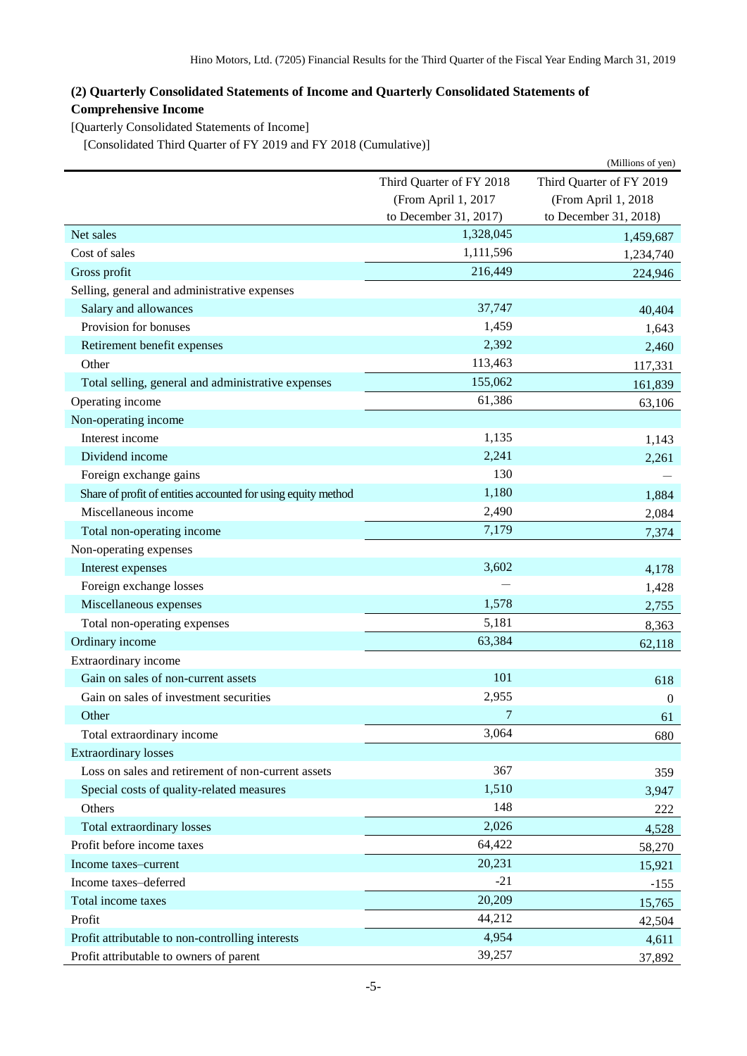## (2) Quarterly Consolidated Statements of Income and Quarterly Consolidated Statements of Comprehensive Income

[Quarterly Consolidated Statements of Income]

[Consolidated Third Quarter of FY 2019 and FY 2018 (Cumulative)]

(Millions of yen)

| | Third Quarter of FY 2018 (From April 1, 2017 to December 31, 2017) | Third Quarter of FY 2019 (From April 1, 2018 to December 31, 2018) |
|---|---|---|
| Net sales | 1,328,045 | 1,459,687 |
| Cost of sales | 1,111,596 | 1,234,740 |
| Gross profit | 216,449 | 224,946 |
| Selling, general and administrative expenses | | |
| Salary and allowances | 37,747 | 40,404 |
| Provision for bonuses | 1,459 | 1,643 |
| Retirement benefit expenses | 2,392 | 2,460 |
| Other | 113,463 | 117,331 |
| Total selling, general and administrative expenses | 155,062 | 161,839 |
| Operating income | 61,386 | 63,106 |
| Non-operating income | | |
| Interest income | 1,135 | 1,143 |
| Dividend income | 2,241 | 2,261 |
| Foreign exchange gains | 130 | — |
| Share of profit of entities accounted for using equity method | 1,180 | 1,884 |
| Miscellaneous income | 2,490 | 2,084 |
| Total non-operating income | 7,179 | 7,374 |
| Non-operating expenses | | |
| Interest expenses | 3,602 | 4,178 |
| Foreign exchange losses | — | 1,428 |
| Miscellaneous expenses | 1,578 | 2,755 |
| Total non-operating expenses | 5,181 | 8,363 |
| Ordinary income | 63,384 | 62,118 |
| Extraordinary income | | |
| Gain on sales of non-current assets | 101 | 618 |
| Gain on sales of investment securities | 2,955 | 0 |
| Other | 7 | 61 |
| Total extraordinary income | 3,064 | 680 |
| Extraordinary losses | | |
| Loss on sales and retirement of non-current assets | 367 | 359 |
| Special costs of quality-related measures | 1,510 | 3,947 |
| Others | 148 | 222 |
| Total extraordinary losses | 2,026 | 4,528 |
| Profit before income taxes | 64,422 | 58,270 |
| Income taxes–current | 20,231 | 15,921 |
| Income taxes–deferred | -21 | -155 |
| Total income taxes | 20,209 | 15,765 |
| Profit | 44,212 | 42,504 |
| Profit attributable to non-controlling interests | 4,954 | 4,611 |
| Profit attributable to owners of parent | 39,257 | 37,892 |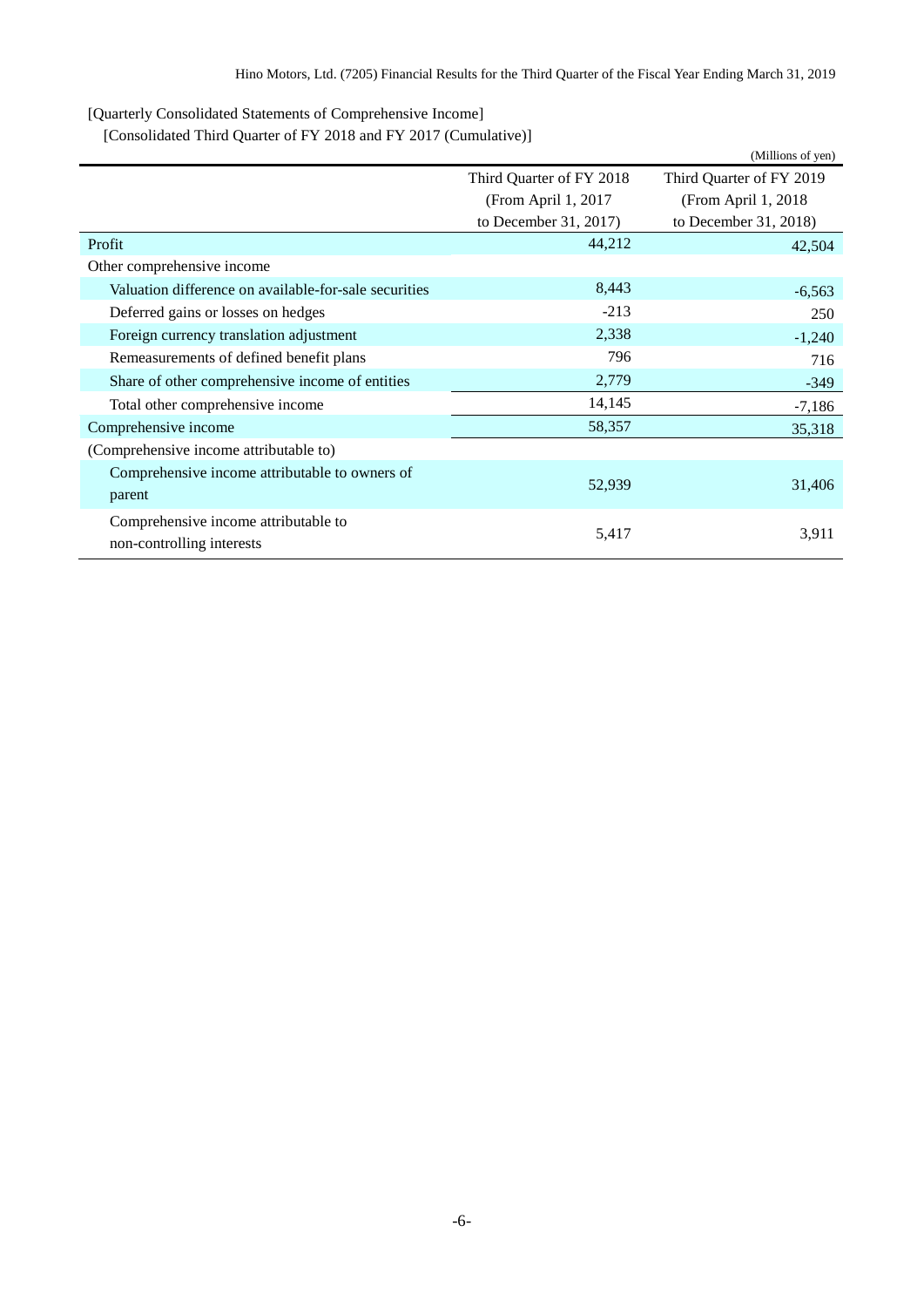[Quarterly Consolidated Statements of Comprehensive Income]

[Consolidated Third Quarter of FY 2018 and FY 2017 (Cumulative)]

(Millions of yen)

| | Third Quarter of FY 2018 (From April 1, 2017 to December 31, 2017) | Third Quarter of FY 2019 (From April 1, 2018 to December 31, 2018) |
|---|---|---|
| Profit | 44,212 | 42,504 |
| Other comprehensive income | | |
| Valuation difference on available-for-sale securities | 8,443 | -6,563 |
| Deferred gains or losses on hedges | -213 | 250 |
| Foreign currency translation adjustment | 2,338 | -1,240 |
| Remeasurements of defined benefit plans | 796 | 716 |
| Share of other comprehensive income of entities | 2,779 | -349 |
| Total other comprehensive income | 14,145 | -7,186 |
| Comprehensive income | 58,357 | 35,318 |
| (Comprehensive income attributable to) | | |
| Comprehensive income attributable to owners of parent | 52,939 | 31,406 |
| Comprehensive income attributable to non-controlling interests | 5,417 | 3,911 |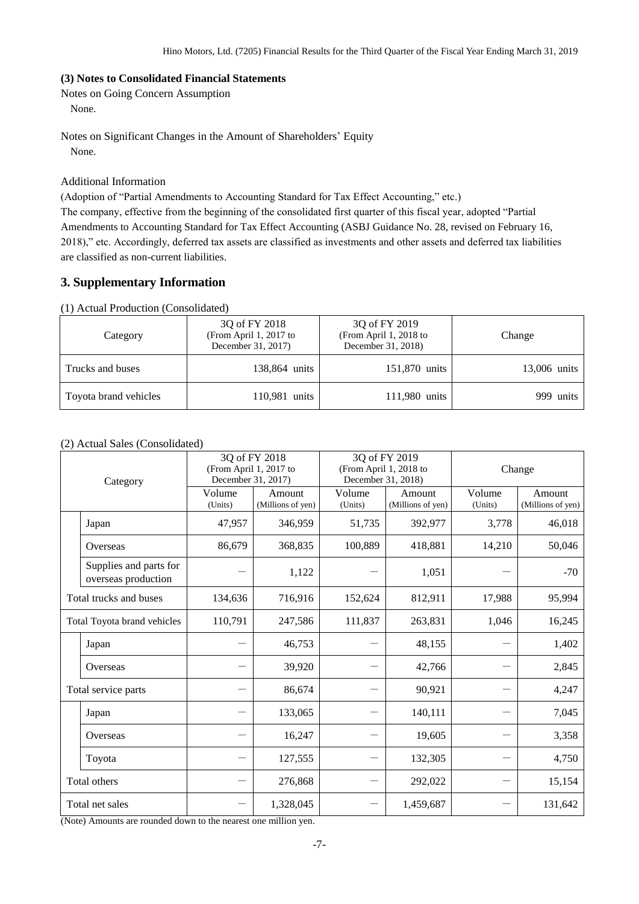### (3) Notes to Consolidated Financial Statements

Notes on Going Concern Assumption

None.

Notes on Significant Changes in the Amount of Shareholders' Equity

None.

Additional Information

(Adoption of "Partial Amendments to Accounting Standard for Tax Effect Accounting," etc.)

The company, effective from the beginning of the consolidated first quarter of this fiscal year, adopted "Partial Amendments to Accounting Standard for Tax Effect Accounting (ASBJ Guidance No. 28, revised on February 16, 2018)," etc. Accordingly, deferred tax assets are classified as investments and other assets and deferred tax liabilities are classified as non-current liabilities.

## 3. Supplementary Information

(1) Actual Production (Consolidated)

| Category | 3Q of FY 2018 (From April 1, 2017 to December 31, 2017) | 3Q of FY 2019 (From April 1, 2018 to December 31, 2018) | Change |
|---|---|---|---|
| Trucks and buses | 138,864 units | 151,870 units | 13,006 units |
| Toyota brand vehicles | 110,981 units | 111,980 units | 999 units |

(2) Actual Sales (Consolidated)

| Category | | 3Q of FY 2018 (From April 1, 2017 to December 31, 2017) | | 3Q of FY 2019 (From April 1, 2018 to December 31, 2018) | | Change | |
|---|---|---|---|---|---|---|---|
| | | Volume (Units) | Amount (Millions of yen) | Volume (Units) | Amount (Millions of yen) | Volume (Units) | Amount (Millions of yen) |
| | Japan | 47,957 | 346,959 | 51,735 | 392,977 | 3,778 | 46,018 |
| | Overseas | 86,679 | 368,835 | 100,889 | 418,881 | 14,210 | 50,046 |
| | Supplies and parts for overseas production | ― | 1,122 | ― | 1,051 | ― | -70 |
| Total trucks and buses | | 134,636 | 716,916 | 152,624 | 812,911 | 17,988 | 95,994 |
| Total Toyota brand vehicles | | 110,791 | 247,586 | 111,837 | 263,831 | 1,046 | 16,245 |
| | Japan | ― | 46,753 | ― | 48,155 | ― | 1,402 |
| | Overseas | ― | 39,920 | ― | 42,766 | ― | 2,845 |
| Total service parts | | ― | 86,674 | ― | 90,921 | ― | 4,247 |
| | Japan | ― | 133,065 | ― | 140,111 | ― | 7,045 |
| | Overseas | ― | 16,247 | ― | 19,605 | ― | 3,358 |
| | Toyota | ― | 127,555 | ― | 132,305 | ― | 4,750 |
| Total others | | ― | 276,868 | ― | 292,022 | ― | 15,154 |
| Total net sales | | ― | 1,328,045 | ― | 1,459,687 | ― | 131,642 |

(Note) Amounts are rounded down to the nearest one million yen.